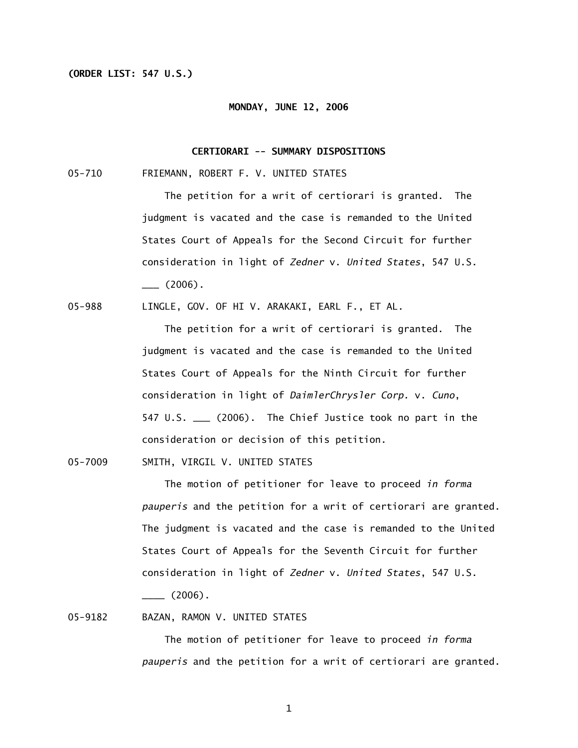**(ORDER LIST: 547 U.S.)**

**MONDAY, JUNE 12, 2006**

**CERTIORARI -- SUMMARY DISPOSITIONS**

05-710 FRIEMANN, ROBERT F. V. UNITED STATES

The petition for a writ of certiorari is granted. The judgment is vacated and the case is remanded to the United States Court of Appeals for the Second Circuit for further consideration in light of *Zedner* v. *United States*, 547 U.S. ___ (2006).

05-988 LINGLE, GOV. OF HI V. ARAKAKI, EARL F., ET AL.

The petition for a writ of certiorari is granted. The judgment is vacated and the case is remanded to the United States Court of Appeals for the Ninth Circuit for further consideration in light of *DaimlerChrysler Corp.* v. *Cuno*, 547 U.S. ___ (2006). The Chief Justice took no part in the consideration or decision of this petition.

05-7009 SMITH, VIRGIL V. UNITED STATES

The motion of petitioner for leave to proceed *in forma pauperis* and the petition for a writ of certiorari are granted. The judgment is vacated and the case is remanded to the United States Court of Appeals for the Seventh Circuit for further consideration in light of *Zedner* v. *United States*, 547 U.S. ____ (2006).

05-9182 BAZAN, RAMON V. UNITED STATES

The motion of petitioner for leave to proceed *in forma pauperis* and the petition for a writ of certiorari are granted.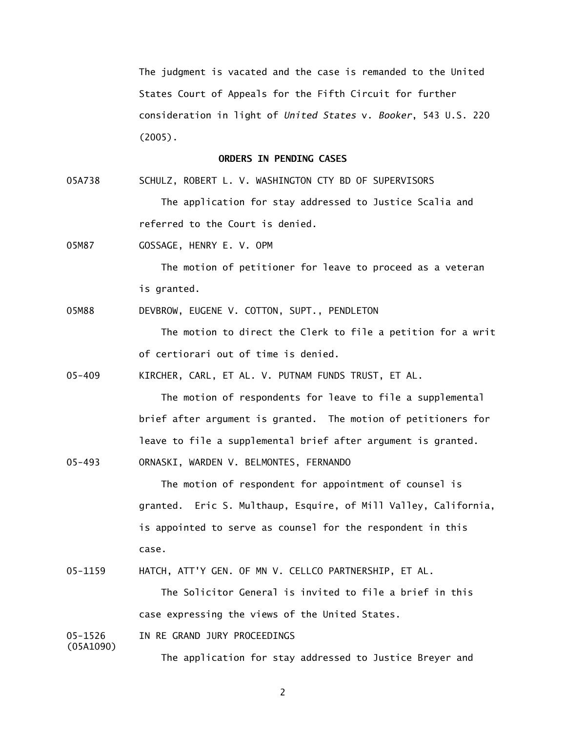The judgment is vacated and the case is remanded to the United States Court of Appeals for the Fifth Circuit for further consideration in light of *United States* v. *Booker*, 543 U.S. 220 (2005).

## ORDERS IN PENDING CASES

05A738 SCHULZ, ROBERT L. V. WASHINGTON CTY BD OF SUPERVISORS

The application for stay addressed to Justice Scalia and referred to the Court is denied.

05M87 GOSSAGE, HENRY E. V. OPM

The motion of petitioner for leave to proceed as a veteran is granted.

05M88 DEVBROW, EUGENE V. COTTON, SUPT., PENDLETON

The motion to direct the Clerk to file a petition for a writ of certiorari out of time is denied.

05-409 KIRCHER, CARL, ET AL. V. PUTNAM FUNDS TRUST, ET AL.

The motion of respondents for leave to file a supplemental brief after argument is granted. The motion of petitioners for leave to file a supplemental brief after argument is granted.

05-493 ORNASKI, WARDEN V. BELMONTES, FERNANDO

The motion of respondent for appointment of counsel is granted. Eric S. Multhaup, Esquire, of Mill Valley, California, is appointed to serve as counsel for the respondent in this case.

05-1159 HATCH, ATT'Y GEN. OF MN V. CELLCO PARTNERSHIP, ET AL.

The Solicitor General is invited to file a brief in this case expressing the views of the United States.

05-1526 (05A1090) IN RE GRAND JURY PROCEEDINGS

The application for stay addressed to Justice Breyer and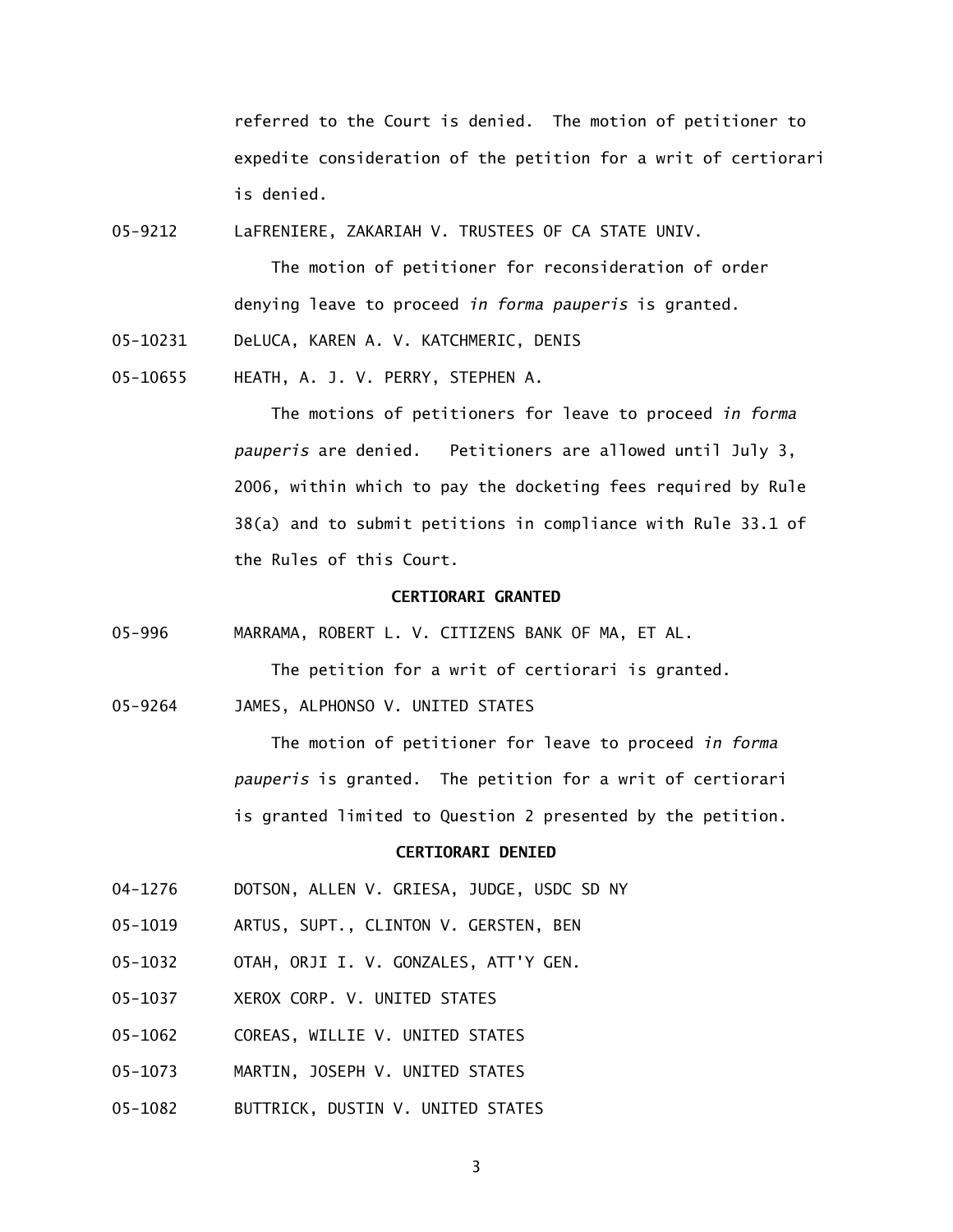referred to the Court is denied. The motion of petitioner to expedite consideration of the petition for a writ of certiorari is denied.

05-9212 LaFRENIERE, ZAKARIAH V. TRUSTEES OF CA STATE UNIV.

The motion of petitioner for reconsideration of order denying leave to proceed *in forma pauperis* is granted.

05-10231 DeLUCA, KAREN A. V. KATCHMERIC, DENIS

05-10655 HEATH, A. J. V. PERRY, STEPHEN A.

The motions of petitioners for leave to proceed *in forma pauperis* are denied. Petitioners are allowed until July 3, 2006, within which to pay the docketing fees required by Rule 38(a) and to submit petitions in compliance with Rule 33.1 of the Rules of this Court.

**CERTIORARI GRANTED**

05-996 MARRAMA, ROBERT L. V. CITIZENS BANK OF MA, ET AL.

The petition for a writ of certiorari is granted.

05-9264 JAMES, ALPHONSO V. UNITED STATES

The motion of petitioner for leave to proceed *in forma pauperis* is granted. The petition for a writ of certiorari is granted limited to Question 2 presented by the petition.

**CERTIORARI DENIED**

04-1276 DOTSON, ALLEN V. GRIESA, JUDGE, USDC SD NY

05-1019 ARTUS, SUPT., CLINTON V. GERSTEN, BEN

05-1032 OTAH, ORJI I. V. GONZALES, ATT'Y GEN.

05-1037 XEROX CORP. V. UNITED STATES

05-1062 COREAS, WILLIE V. UNITED STATES

05-1073 MARTIN, JOSEPH V. UNITED STATES

05-1082 BUTTRICK, DUSTIN V. UNITED STATES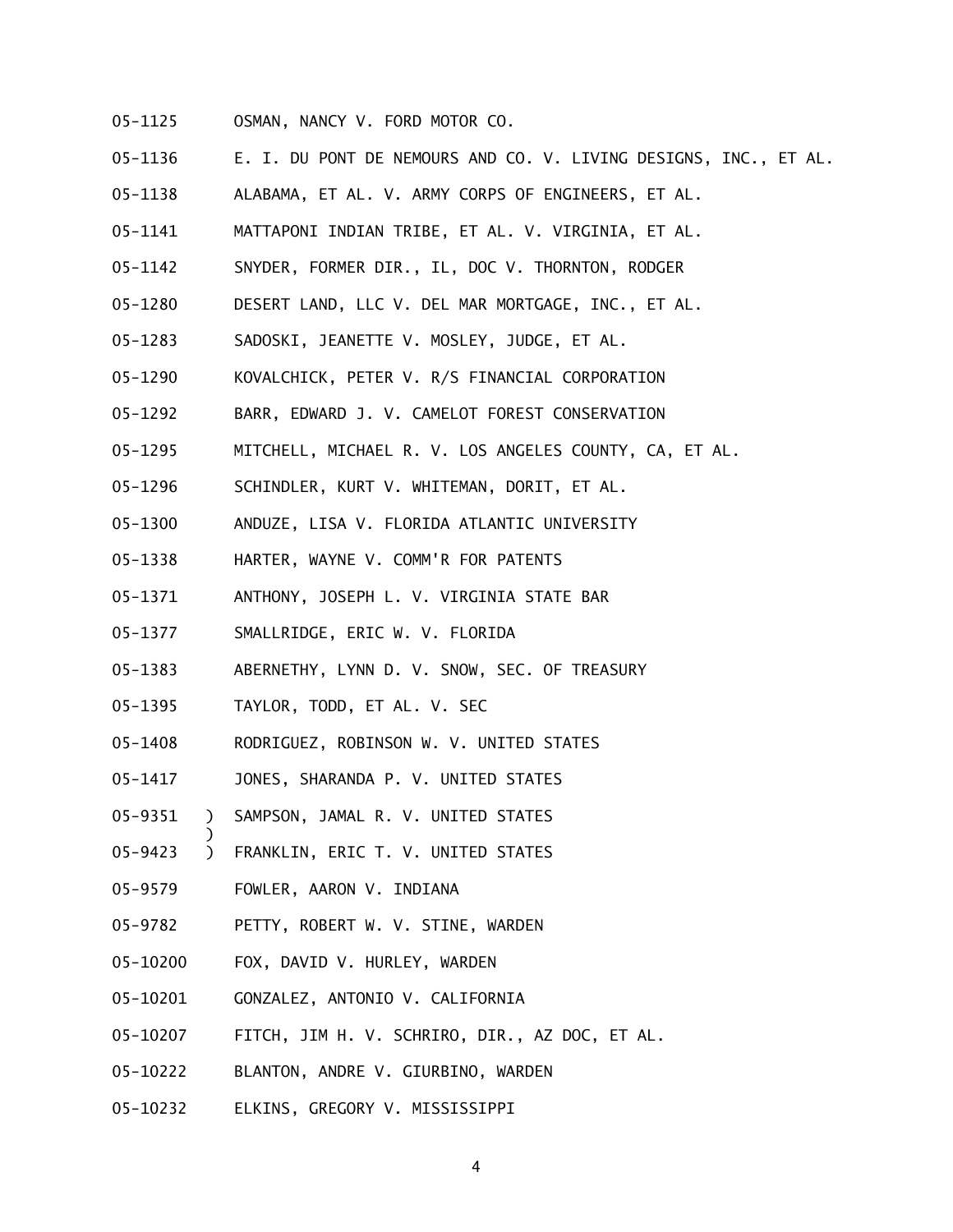05-1125 OSMAN, NANCY V. FORD MOTOR CO.

05-1136 E. I. DU PONT DE NEMOURS AND CO. V. LIVING DESIGNS, INC., ET AL.

05-1138 ALABAMA, ET AL. V. ARMY CORPS OF ENGINEERS, ET AL.

05-1141 MATTAPONI INDIAN TRIBE, ET AL. V. VIRGINIA, ET AL.

05-1142 SNYDER, FORMER DIR., IL, DOC V. THORNTON, RODGER

05-1280 DESERT LAND, LLC V. DEL MAR MORTGAGE, INC., ET AL.

05-1283 SADOSKI, JEANETTE V. MOSLEY, JUDGE, ET AL.

05-1290 KOVALCHICK, PETER V. R/S FINANCIAL CORPORATION

05-1292 BARR, EDWARD J. V. CAMELOT FOREST CONSERVATION

05-1295 MITCHELL, MICHAEL R. V. LOS ANGELES COUNTY, CA, ET AL.

05-1296 SCHINDLER, KURT V. WHITEMAN, DORIT, ET AL.

05-1300 ANDUZE, LISA V. FLORIDA ATLANTIC UNIVERSITY

05-1338 HARTER, WAYNE V. COMM'R FOR PATENTS

05-1371 ANTHONY, JOSEPH L. V. VIRGINIA STATE BAR

05-1377 SMALLRIDGE, ERIC W. V. FLORIDA

05-1383 ABERNETHY, LYNN D. V. SNOW, SEC. OF TREASURY

05-1395 TAYLOR, TODD, ET AL. V. SEC

05-1408 RODRIGUEZ, ROBINSON W. V. UNITED STATES

05-1417 JONES, SHARANDA P. V. UNITED STATES

05-9351 ) SAMPSON, JAMAL R. V. UNITED STATES
        )
05-9423 ) FRANKLIN, ERIC T. V. UNITED STATES

05-9579 FOWLER, AARON V. INDIANA

05-9782 PETTY, ROBERT W. V. STINE, WARDEN

05-10200 FOX, DAVID V. HURLEY, WARDEN

05-10201 GONZALEZ, ANTONIO V. CALIFORNIA

05-10207 FITCH, JIM H. V. SCHRIRO, DIR., AZ DOC, ET AL.

05-10222 BLANTON, ANDRE V. GIURBINO, WARDEN

05-10232 ELKINS, GREGORY V. MISSISSIPPI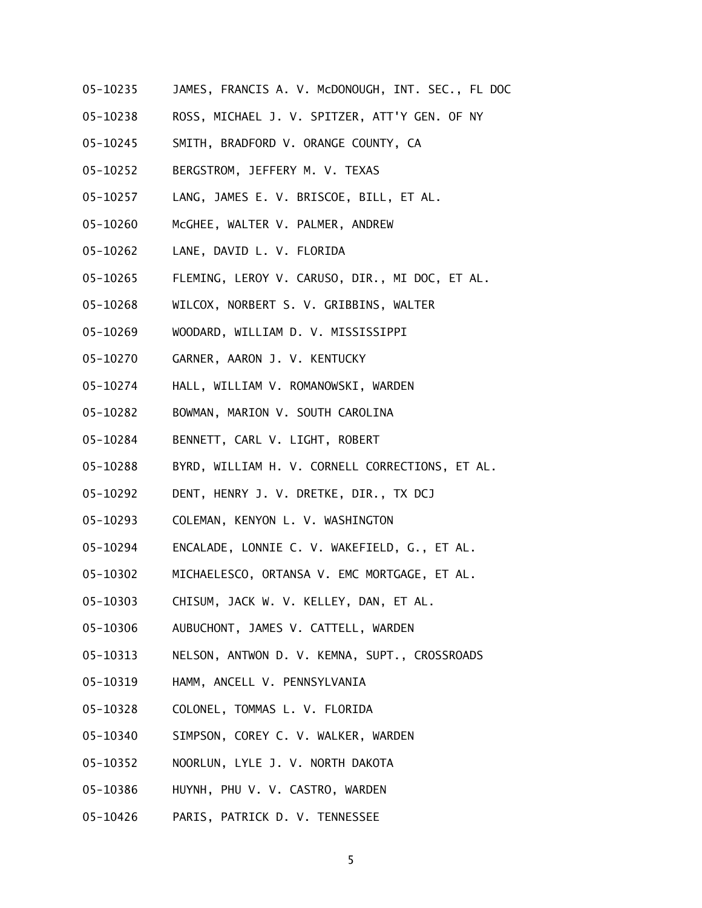05-10235 JAMES, FRANCIS A. V. McDONOUGH, INT. SEC., FL DOC

05-10238 ROSS, MICHAEL J. V. SPITZER, ATT'Y GEN. OF NY

05-10245 SMITH, BRADFORD V. ORANGE COUNTY, CA

05-10252 BERGSTROM, JEFFERY M. V. TEXAS

05-10257 LANG, JAMES E. V. BRISCOE, BILL, ET AL.

05-10260 McGHEE, WALTER V. PALMER, ANDREW

05-10262 LANE, DAVID L. V. FLORIDA

05-10265 FLEMING, LEROY V. CARUSO, DIR., MI DOC, ET AL.

05-10268 WILCOX, NORBERT S. V. GRIBBINS, WALTER

05-10269 WOODARD, WILLIAM D. V. MISSISSIPPI

05-10270 GARNER, AARON J. V. KENTUCKY

05-10274 HALL, WILLIAM V. ROMANOWSKI, WARDEN

05-10282 BOWMAN, MARION V. SOUTH CAROLINA

05-10284 BENNETT, CARL V. LIGHT, ROBERT

05-10288 BYRD, WILLIAM H. V. CORNELL CORRECTIONS, ET AL.

05-10292 DENT, HENRY J. V. DRETKE, DIR., TX DCJ

05-10293 COLEMAN, KENYON L. V. WASHINGTON

05-10294 ENCALADE, LONNIE C. V. WAKEFIELD, G., ET AL.

05-10302 MICHAELESCO, ORTANSA V. EMC MORTGAGE, ET AL.

05-10303 CHISUM, JACK W. V. KELLEY, DAN, ET AL.

05-10306 AUBUCHONT, JAMES V. CATTELL, WARDEN

05-10313 NELSON, ANTWON D. V. KEMNA, SUPT., CROSSROADS

05-10319 HAMM, ANCELL V. PENNSYLVANIA

05-10328 COLONEL, TOMMAS L. V. FLORIDA

05-10340 SIMPSON, COREY C. V. WALKER, WARDEN

05-10352 NOORLUN, LYLE J. V. NORTH DAKOTA

05-10386 HUYNH, PHU V. V. CASTRO, WARDEN

05-10426 PARIS, PATRICK D. V. TENNESSEE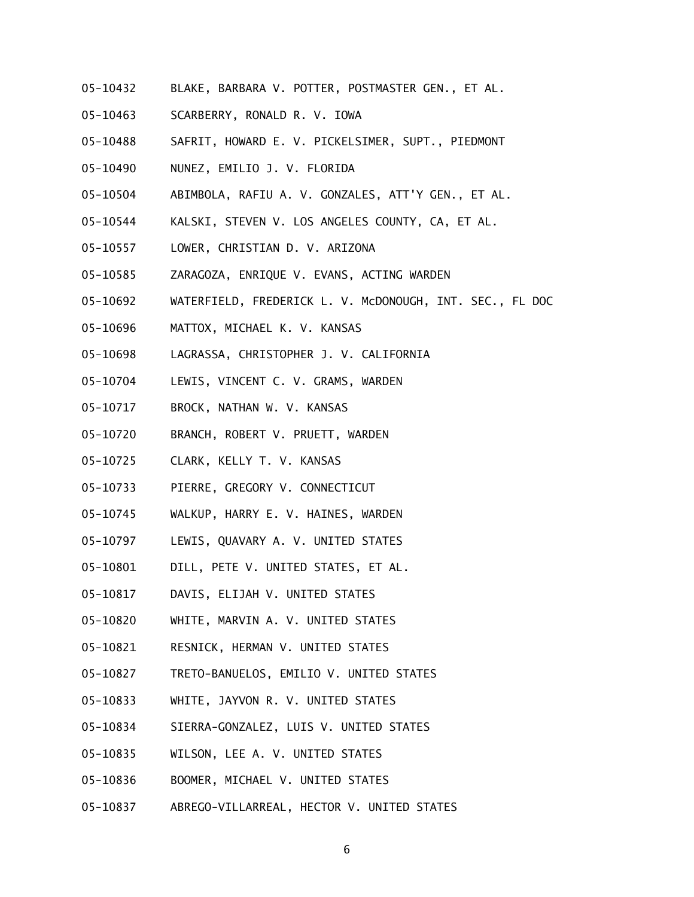05-10432 BLAKE, BARBARA V. POTTER, POSTMASTER GEN., ET AL.

05-10463 SCARBERRY, RONALD R. V. IOWA

05-10488 SAFRIT, HOWARD E. V. PICKELSIMER, SUPT., PIEDMONT

05-10490 NUNEZ, EMILIO J. V. FLORIDA

05-10504 ABIMBOLA, RAFIU A. V. GONZALES, ATT'Y GEN., ET AL.

05-10544 KALSKI, STEVEN V. LOS ANGELES COUNTY, CA, ET AL.

05-10557 LOWER, CHRISTIAN D. V. ARIZONA

05-10585 ZARAGOZA, ENRIQUE V. EVANS, ACTING WARDEN

05-10692 WATERFIELD, FREDERICK L. V. McDONOUGH, INT. SEC., FL DOC

05-10696 MATTOX, MICHAEL K. V. KANSAS

05-10698 LAGRASSA, CHRISTOPHER J. V. CALIFORNIA

05-10704 LEWIS, VINCENT C. V. GRAMS, WARDEN

05-10717 BROCK, NATHAN W. V. KANSAS

05-10720 BRANCH, ROBERT V. PRUETT, WARDEN

05-10725 CLARK, KELLY T. V. KANSAS

05-10733 PIERRE, GREGORY V. CONNECTICUT

05-10745 WALKUP, HARRY E. V. HAINES, WARDEN

05-10797 LEWIS, QUAVARY A. V. UNITED STATES

05-10801 DILL, PETE V. UNITED STATES, ET AL.

05-10817 DAVIS, ELIJAH V. UNITED STATES

05-10820 WHITE, MARVIN A. V. UNITED STATES

05-10821 RESNICK, HERMAN V. UNITED STATES

05-10827 TRETO-BANUELOS, EMILIO V. UNITED STATES

05-10833 WHITE, JAYVON R. V. UNITED STATES

05-10834 SIERRA-GONZALEZ, LUIS V. UNITED STATES

05-10835 WILSON, LEE A. V. UNITED STATES

05-10836 BOOMER, MICHAEL V. UNITED STATES

05-10837 ABREGO-VILLARREAL, HECTOR V. UNITED STATES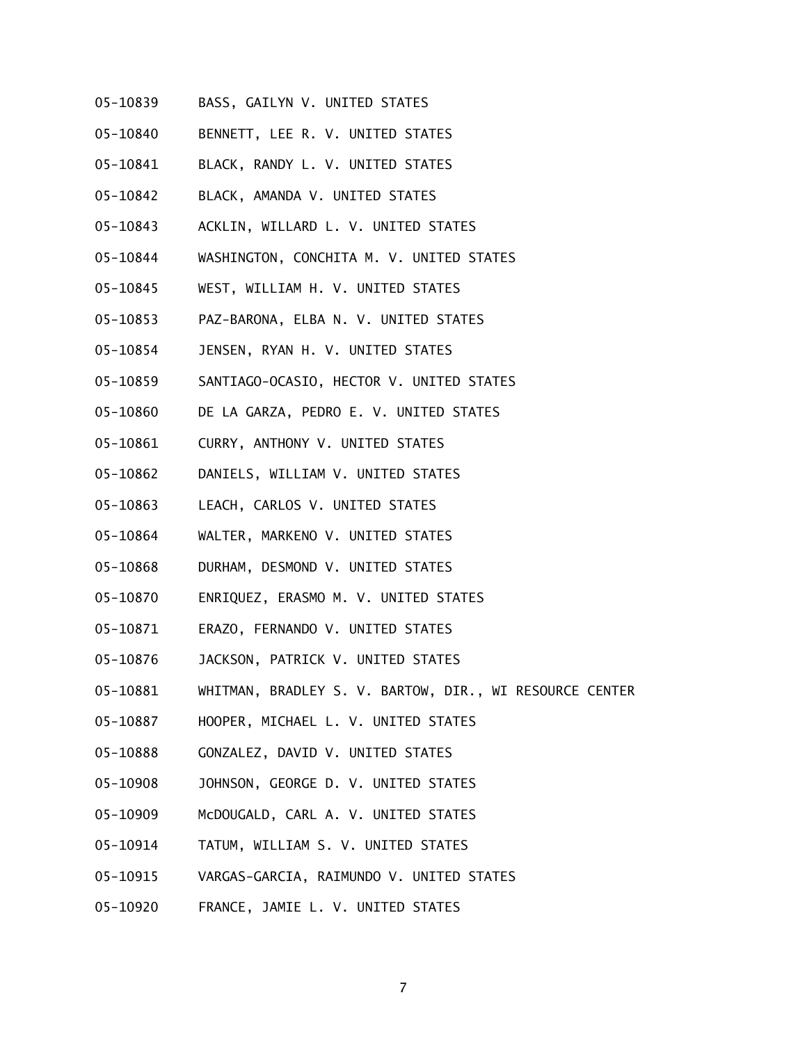05-10839 BASS, GAILYN V. UNITED STATES

05-10840 BENNETT, LEE R. V. UNITED STATES

05-10841 BLACK, RANDY L. V. UNITED STATES

05-10842 BLACK, AMANDA V. UNITED STATES

05-10843 ACKLIN, WILLARD L. V. UNITED STATES

05-10844 WASHINGTON, CONCHITA M. V. UNITED STATES

05-10845 WEST, WILLIAM H. V. UNITED STATES

05-10853 PAZ-BARONA, ELBA N. V. UNITED STATES

05-10854 JENSEN, RYAN H. V. UNITED STATES

05-10859 SANTIAGO-OCASIO, HECTOR V. UNITED STATES

05-10860 DE LA GARZA, PEDRO E. V. UNITED STATES

05-10861 CURRY, ANTHONY V. UNITED STATES

05-10862 DANIELS, WILLIAM V. UNITED STATES

05-10863 LEACH, CARLOS V. UNITED STATES

05-10864 WALTER, MARKENO V. UNITED STATES

05-10868 DURHAM, DESMOND V. UNITED STATES

05-10870 ENRIQUEZ, ERASMO M. V. UNITED STATES

05-10871 ERAZO, FERNANDO V. UNITED STATES

05-10876 JACKSON, PATRICK V. UNITED STATES

05-10881 WHITMAN, BRADLEY S. V. BARTOW, DIR., WI RESOURCE CENTER

05-10887 HOOPER, MICHAEL L. V. UNITED STATES

05-10888 GONZALEZ, DAVID V. UNITED STATES

05-10908 JOHNSON, GEORGE D. V. UNITED STATES

05-10909 McDOUGALD, CARL A. V. UNITED STATES

05-10914 TATUM, WILLIAM S. V. UNITED STATES

05-10915 VARGAS-GARCIA, RAIMUNDO V. UNITED STATES

05-10920 FRANCE, JAMIE L. V. UNITED STATES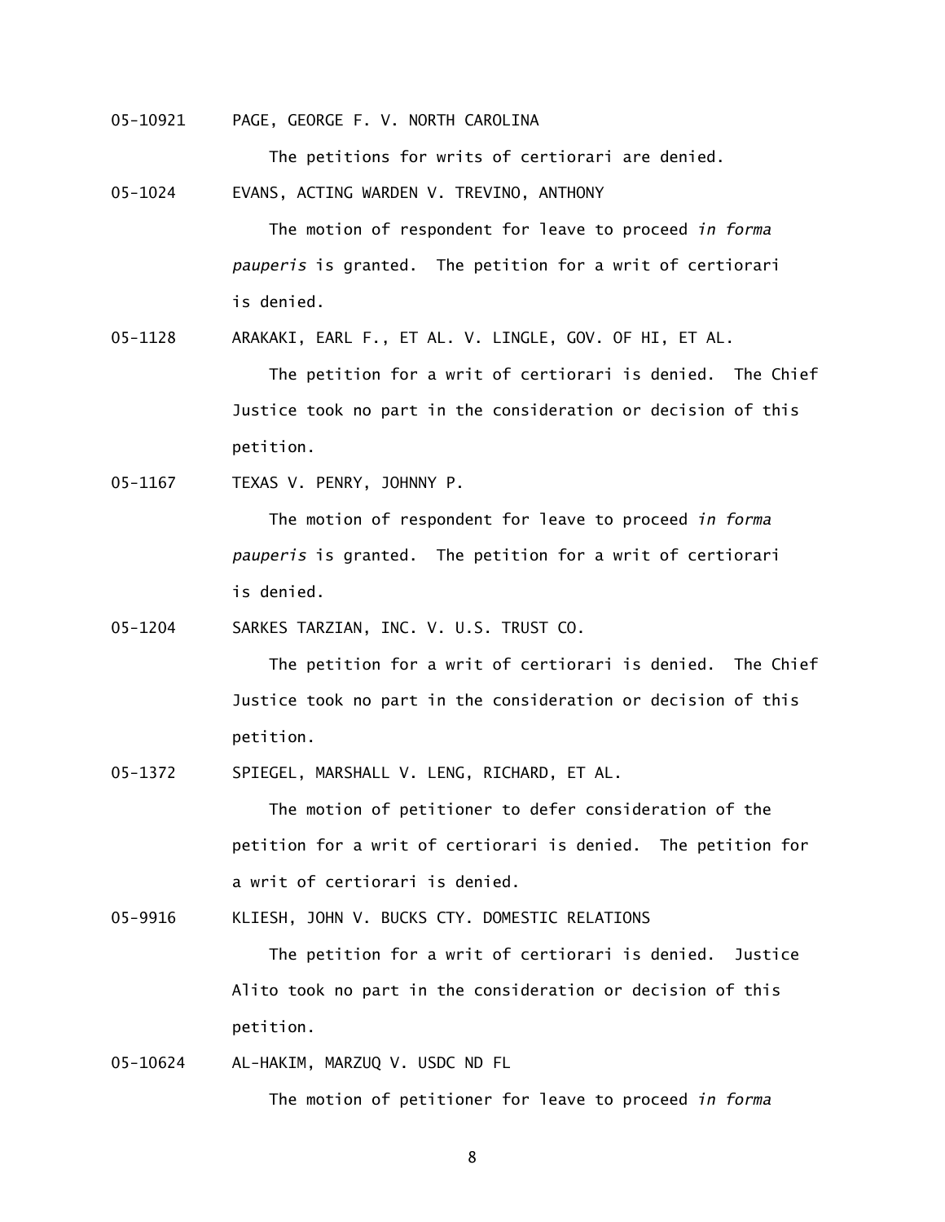05-10921 PAGE, GEORGE F. V. NORTH CAROLINA

The petitions for writs of certiorari are denied.

05-1024 EVANS, ACTING WARDEN V. TREVINO, ANTHONY

The motion of respondent for leave to proceed *in forma pauperis* is granted. The petition for a writ of certiorari is denied.

05-1128 ARAKAKI, EARL F., ET AL. V. LINGLE, GOV. OF HI, ET AL.

The petition for a writ of certiorari is denied. The Chief Justice took no part in the consideration or decision of this petition.

05-1167 TEXAS V. PENRY, JOHNNY P.

The motion of respondent for leave to proceed *in forma pauperis* is granted. The petition for a writ of certiorari is denied.

05-1204 SARKES TARZIAN, INC. V. U.S. TRUST CO.

The petition for a writ of certiorari is denied. The Chief Justice took no part in the consideration or decision of this petition.

05-1372 SPIEGEL, MARSHALL V. LENG, RICHARD, ET AL.

The motion of petitioner to defer consideration of the petition for a writ of certiorari is denied. The petition for a writ of certiorari is denied.

05-9916 KLIESH, JOHN V. BUCKS CTY. DOMESTIC RELATIONS

The petition for a writ of certiorari is denied. Justice Alito took no part in the consideration or decision of this petition.

05-10624 AL-HAKIM, MARZUQ V. USDC ND FL

The motion of petitioner for leave to proceed *in forma*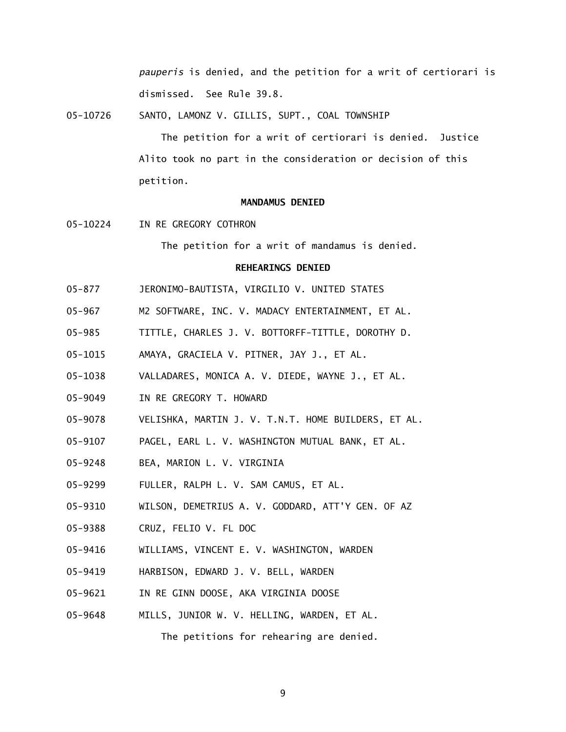*pauperis* is denied, and the petition for a writ of certiorari is dismissed. See Rule 39.8.

05-10726 SANTO, LAMONZ V. GILLIS, SUPT., COAL TOWNSHIP

The petition for a writ of certiorari is denied. Justice Alito took no part in the consideration or decision of this petition.

**MANDAMUS DENIED**

05-10224 IN RE GREGORY COTHRON

The petition for a writ of mandamus is denied.

**REHEARINGS DENIED**

05-877 JERONIMO-BAUTISTA, VIRGILIO V. UNITED STATES

05-967 M2 SOFTWARE, INC. V. MADACY ENTERTAINMENT, ET AL.

05-985 TITTLE, CHARLES J. V. BOTTORFF-TITTLE, DOROTHY D.

05-1015 AMAYA, GRACIELA V. PITNER, JAY J., ET AL.

05-1038 VALLADARES, MONICA A. V. DIEDE, WAYNE J., ET AL.

05-9049 IN RE GREGORY T. HOWARD

05-9078 VELISHKA, MARTIN J. V. T.N.T. HOME BUILDERS, ET AL.

05-9107 PAGEL, EARL L. V. WASHINGTON MUTUAL BANK, ET AL.

05-9248 BEA, MARION L. V. VIRGINIA

05-9299 FULLER, RALPH L. V. SAM CAMUS, ET AL.

05-9310 WILSON, DEMETRIUS A. V. GODDARD, ATT'Y GEN. OF AZ

05-9388 CRUZ, FELIO V. FL DOC

05-9416 WILLIAMS, VINCENT E. V. WASHINGTON, WARDEN

05-9419 HARBISON, EDWARD J. V. BELL, WARDEN

05-9621 IN RE GINN DOOSE, AKA VIRGINIA DOOSE

05-9648 MILLS, JUNIOR W. V. HELLING, WARDEN, ET AL.

The petitions for rehearing are denied.